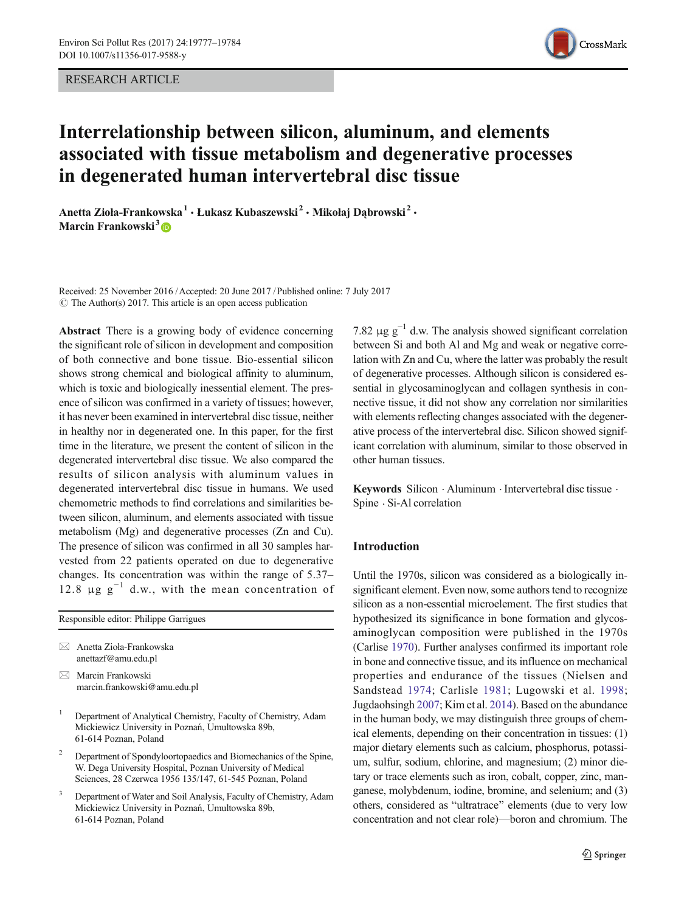RESEARCH ARTICLE

# Interrelationship between silicon, aluminum, and elements associated with tissue metabolism and degenerative processes in degenerated human intervertebral disc tissue

**Anetta Zioła-Frankowska[1] · Łukasz Kubaszewski[2] · Mikołaj Dąbrowski[2] · Marcin Frankowski[3]**

Received: 25 November 2016 / Accepted: 20 June 2017 / Published online: 7 July 2017
© The Author(s) 2017. This article is an open access publication

**Abstract** There is a growing body of evidence concerning the significant role of silicon in development and composition of both connective and bone tissue. Bio-essential silicon shows strong chemical and biological affinity to aluminum, which is toxic and biologically inessential element. The presence of silicon was confirmed in a variety of tissues; however, it has never been examined in intervertebral disc tissue, neither in healthy nor in degenerated one. In this paper, for the first time in the literature, we present the content of silicon in the degenerated intervertebral disc tissue. We also compared the results of silicon analysis with aluminum values in degenerated intervertebral disc tissue in humans. We used chemometric methods to find correlations and similarities between silicon, aluminum, and elements associated with tissue metabolism (Mg) and degenerative processes (Zn and Cu). The presence of silicon was confirmed in all 30 samples harvested from 22 patients operated on due to degenerative changes. Its concentration was within the range of 5.37–12.8 μg $g^{-1}$ d.w., with the mean concentration of 7.82 μg $g^{-1}$ d.w. The analysis showed significant correlation between Si and both Al and Mg and weak or negative correlation with Zn and Cu, where the latter was probably the result of degenerative processes. Although silicon is considered essential in glycosaminoglycan and collagen synthesis in connective tissue, it did not show any correlation nor similarities with elements reflecting changes associated with the degenerative process of the intervertebral disc. Silicon showed significant correlation with aluminum, similar to those observed in other human tissues.

**Keywords** Silicon · Aluminum · Intervertebral disc tissue · Spine · Si-Al correlation

Responsible editor: Philippe Garrigues

✉ Anetta Zioła-Frankowska
anettazf@amu.edu.pl

✉ Marcin Frankowski
marcin.frankowski@amu.edu.pl

[1] Department of Analytical Chemistry, Faculty of Chemistry, Adam Mickiewicz University in Poznań, Umultowska 89b, 61-614 Poznan, Poland

[2] Department of Spondyloortopaedics and Biomechanics of the Spine, W. Dega University Hospital, Poznan University of Medical Sciences, 28 Czerwca 1956 135/147, 61-545 Poznan, Poland

[3] Department of Water and Soil Analysis, Faculty of Chemistry, Adam Mickiewicz University in Poznań, Umultowska 89b, 61-614 Poznan, Poland

## Introduction

Until the 1970s, silicon was considered as a biologically insignificant element. Even now, some authors tend to recognize silicon as a non-essential microelement. The first studies that hypothesized its significance in bone formation and glycosaminoglycan composition were published in the 1970s (Carlise 1970). Further analyses confirmed its important role in bone and connective tissue, and its influence on mechanical properties and endurance of the tissues (Nielsen and Sandstead 1974; Carlisle 1981; Lugowski et al. 1998; Jugdaohsingh 2007; Kim et al. 2014). Based on the abundance in the human body, we may distinguish three groups of chemical elements, depending on their concentration in tissues: (1) major dietary elements such as calcium, phosphorus, potassium, sulfur, sodium, chlorine, and magnesium; (2) minor dietary or trace elements such as iron, cobalt, copper, zinc, manganese, molybdenum, iodine, bromine, and selenium; and (3) others, considered as "ultratrace" elements (due to very low concentration and not clear role)—boron and chromium. The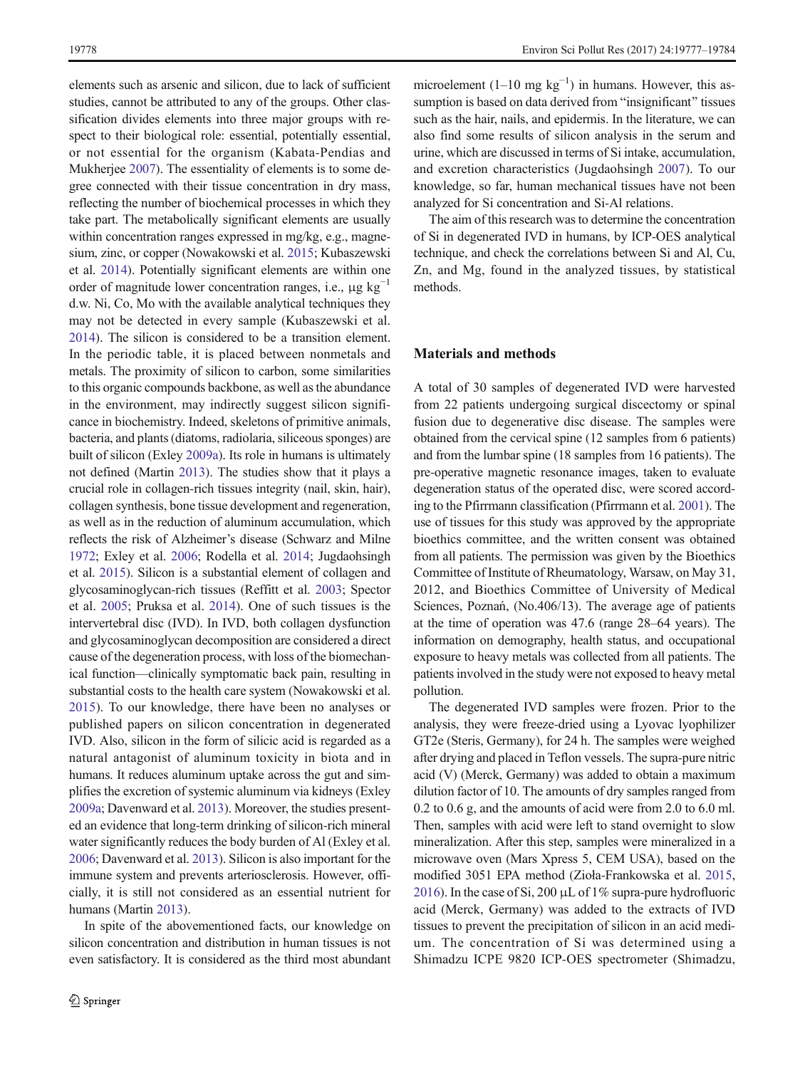elements such as arsenic and silicon, due to lack of sufficient studies, cannot be attributed to any of the groups. Other classification divides elements into three major groups with respect to their biological role: essential, potentially essential, or not essential for the organism (Kabata-Pendias and Mukherjee 2007). The essentiality of elements is to some degree connected with their tissue concentration in dry mass, reflecting the number of biochemical processes in which they take part. The metabolically significant elements are usually within concentration ranges expressed in mg/kg, e.g., magnesium, zinc, or copper (Nowakowski et al. 2015; Kubaszewski et al. 2014). Potentially significant elements are within one order of magnitude lower concentration ranges, i.e., μg kg$^{-1}$ d.w. Ni, Co, Mo with the available analytical techniques they may not be detected in every sample (Kubaszewski et al. 2014). The silicon is considered to be a transition element. In the periodic table, it is placed between nonmetals and metals. The proximity of silicon to carbon, some similarities to this organic compounds backbone, as well as the abundance in the environment, may indirectly suggest silicon significance in biochemistry. Indeed, skeletons of primitive animals, bacteria, and plants (diatoms, radiolaria, siliceous sponges) are built of silicon (Exley 2009a). Its role in humans is ultimately not defined (Martin 2013). The studies show that it plays a crucial role in collagen-rich tissues integrity (nail, skin, hair), collagen synthesis, bone tissue development and regeneration, as well as in the reduction of aluminum accumulation, which reflects the risk of Alzheimer's disease (Schwarz and Milne 1972; Exley et al. 2006; Rodella et al. 2014; Jugdaohsingh et al. 2015). Silicon is a substantial element of collagen and glycosaminoglycan-rich tissues (Reffitt et al. 2003; Spector et al. 2005; Pruksa et al. 2014). One of such tissues is the intervertebral disc (IVD). In IVD, both collagen dysfunction and glycosaminoglycan decomposition are considered a direct cause of the degeneration process, with loss of the biomechanical function—clinically symptomatic back pain, resulting in substantial costs to the health care system (Nowakowski et al. 2015). To our knowledge, there have been no analyses or published papers on silicon concentration in degenerated IVD. Also, silicon in the form of silicic acid is regarded as a natural antagonist of aluminum toxicity in biota and in humans. It reduces aluminum uptake across the gut and simplifies the excretion of systemic aluminum via kidneys (Exley 2009a; Davenward et al. 2013). Moreover, the studies presented an evidence that long-term drinking of silicon-rich mineral water significantly reduces the body burden of Al (Exley et al. 2006; Davenward et al. 2013). Silicon is also important for the immune system and prevents arteriosclerosis. However, officially, it is still not considered as an essential nutrient for humans (Martin 2013).

In spite of the abovementioned facts, our knowledge on silicon concentration and distribution in human tissues is not even satisfactory. It is considered as the third most abundant microelement (1–10 mg kg$^{-1}$) in humans. However, this assumption is based on data derived from "insignificant" tissues such as the hair, nails, and epidermis. In the literature, we can also find some results of silicon analysis in the serum and urine, which are discussed in terms of Si intake, accumulation, and excretion characteristics (Jugdaohsingh 2007). To our knowledge, so far, human mechanical tissues have not been analyzed for Si concentration and Si-Al relations.

The aim of this research was to determine the concentration of Si in degenerated IVD in humans, by ICP-OES analytical technique, and check the correlations between Si and Al, Cu, Zn, and Mg, found in the analyzed tissues, by statistical methods.

## Materials and methods

A total of 30 samples of degenerated IVD were harvested from 22 patients undergoing surgical discectomy or spinal fusion due to degenerative disc disease. The samples were obtained from the cervical spine (12 samples from 6 patients) and from the lumbar spine (18 samples from 16 patients). The pre-operative magnetic resonance images, taken to evaluate degeneration status of the operated disc, were scored according to the Pfirrmann classification (Pfirrmann et al. 2001). The use of tissues for this study was approved by the appropriate bioethics committee, and the written consent was obtained from all patients. The permission was given by the Bioethics Committee of Institute of Rheumatology, Warsaw, on May 31, 2012, and Bioethics Committee of University of Medical Sciences, Poznań, (No.406/13). The average age of patients at the time of operation was 47.6 (range 28–64 years). The information on demography, health status, and occupational exposure to heavy metals was collected from all patients. The patients involved in the study were not exposed to heavy metal pollution.

The degenerated IVD samples were frozen. Prior to the analysis, they were freeze-dried using a Lyovac lyophilizer GT2e (Steris, Germany), for 24 h. The samples were weighed after drying and placed in Teflon vessels. The supra-pure nitric acid (V) (Merck, Germany) was added to obtain a maximum dilution factor of 10. The amounts of dry samples ranged from 0.2 to 0.6 g, and the amounts of acid were from 2.0 to 6.0 ml. Then, samples with acid were left to stand overnight to slow mineralization. After this step, samples were mineralized in a microwave oven (Mars Xpress 5, CEM USA), based on the modified 3051 EPA method (Zioła-Frankowska et al. 2015, 2016). In the case of Si, 200 μL of 1% supra-pure hydrofluoric acid (Merck, Germany) was added to the extracts of IVD tissues to prevent the precipitation of silicon in an acid medium. The concentration of Si was determined using a Shimadzu ICPE 9820 ICP-OES spectrometer (Shimadzu,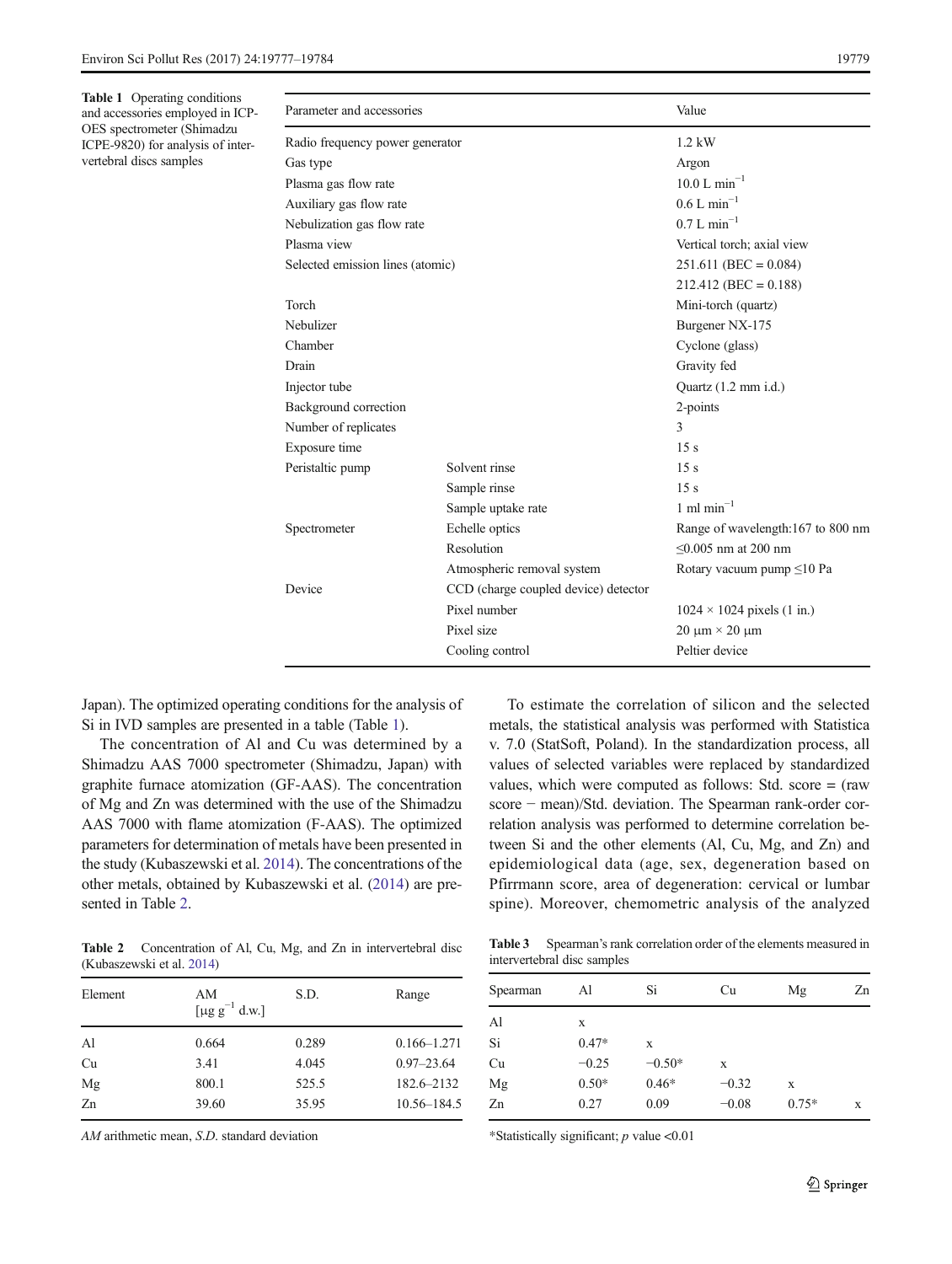**Table 1** Operating conditions and accessories employed in ICP-OES spectrometer (Shimadzu ICPE-9820) for analysis of intervertebral discs samples

| Parameter and accessories | | Value |
| --- | --- | --- |
| Radio frequency power generator | | 1.2 kW |
| Gas type | | Argon |
| Plasma gas flow rate | | 10.0 L min$^{-1}$ |
| Auxiliary gas flow rate | | 0.6 L min$^{-1}$ |
| Nebulization gas flow rate | | 0.7 L min$^{-1}$ |
| Plasma view | | Vertical torch; axial view |
| Selected emission lines (atomic) | | 251.611 (BEC = 0.084) |
| | | 212.412 (BEC = 0.188) |
| Torch | | Mini-torch (quartz) |
| Nebulizer | | Burgener NX-175 |
| Chamber | | Cyclone (glass) |
| Drain | | Gravity fed |
| Injector tube | | Quartz (1.2 mm i.d.) |
| Background correction | | 2-points |
| Number of replicates | | 3 |
| Exposure time | | 15 s |
| Peristaltic pump | Solvent rinse | 15 s |
| | Sample rinse | 15 s |
| | Sample uptake rate | 1 ml min$^{-1}$ |
| Spectrometer | Echelle optics | Range of wavelength:167 to 800 nm |
| | Resolution | ≤0.005 nm at 200 nm |
| | Atmospheric removal system | Rotary vacuum pump ≤10 Pa |
| Device | CCD (charge coupled device) detector | |
| | Pixel number | 1024 × 1024 pixels (1 in.) |
| | Pixel size | 20 μm × 20 μm |
| | Cooling control | Peltier device |

Japan). The optimized operating conditions for the analysis of Si in IVD samples are presented in a table (Table 1).

The concentration of Al and Cu was determined by a Shimadzu AAS 7000 spectrometer (Shimadzu, Japan) with graphite furnace atomization (GF-AAS). The concentration of Mg and Zn was determined with the use of the Shimadzu AAS 7000 with flame atomization (F-AAS). The optimized parameters for determination of metals have been presented in the study (Kubaszewski et al. 2014). The concentrations of the other metals, obtained by Kubaszewski et al. (2014) are presented in Table 2.

**Table 2** Concentration of Al, Cu, Mg, and Zn in intervertebral disc (Kubaszewski et al. 2014)

| Element | AM [μg g$^{-1}$ d.w.] | S.D. | Range |
| --- | --- | --- | --- |
| Al | 0.664 | 0.289 | 0.166–1.271 |
| Cu | 3.41 | 4.045 | 0.97–23.64 |
| Mg | 800.1 | 525.5 | 182.6–2132 |
| Zn | 39.60 | 35.95 | 10.56–184.5 |

*AM* arithmetic mean, *S.D.* standard deviation

To estimate the correlation of silicon and the selected metals, the statistical analysis was performed with Statistica v. 7.0 (StatSoft, Poland). In the standardization process, all values of selected variables were replaced by standardized values, which were computed as follows: Std. score = (raw score − mean)/Std. deviation. The Spearman rank-order correlation analysis was performed to determine correlation between Si and the other elements (Al, Cu, Mg, and Zn) and epidemiological data (age, sex, degeneration based on Pfirrmann score, area of degeneration: cervical or lumbar spine). Moreover, chemometric analysis of the analyzed

**Table 3** Spearman's rank correlation order of the elements measured in intervertebral disc samples

| Spearman | Al | Si | Cu | Mg | Zn |
| --- | --- | --- | --- | --- | --- |
| Al | x | | | | |
| Si | 0.47* | x | | | |
| Cu | −0.25 | −0.50* | x | | |
| Mg | 0.50* | 0.46* | −0.32 | x | |
| Zn | 0.27 | 0.09 | −0.08 | 0.75* | x |

*Statistically significant; $p$ value <0.01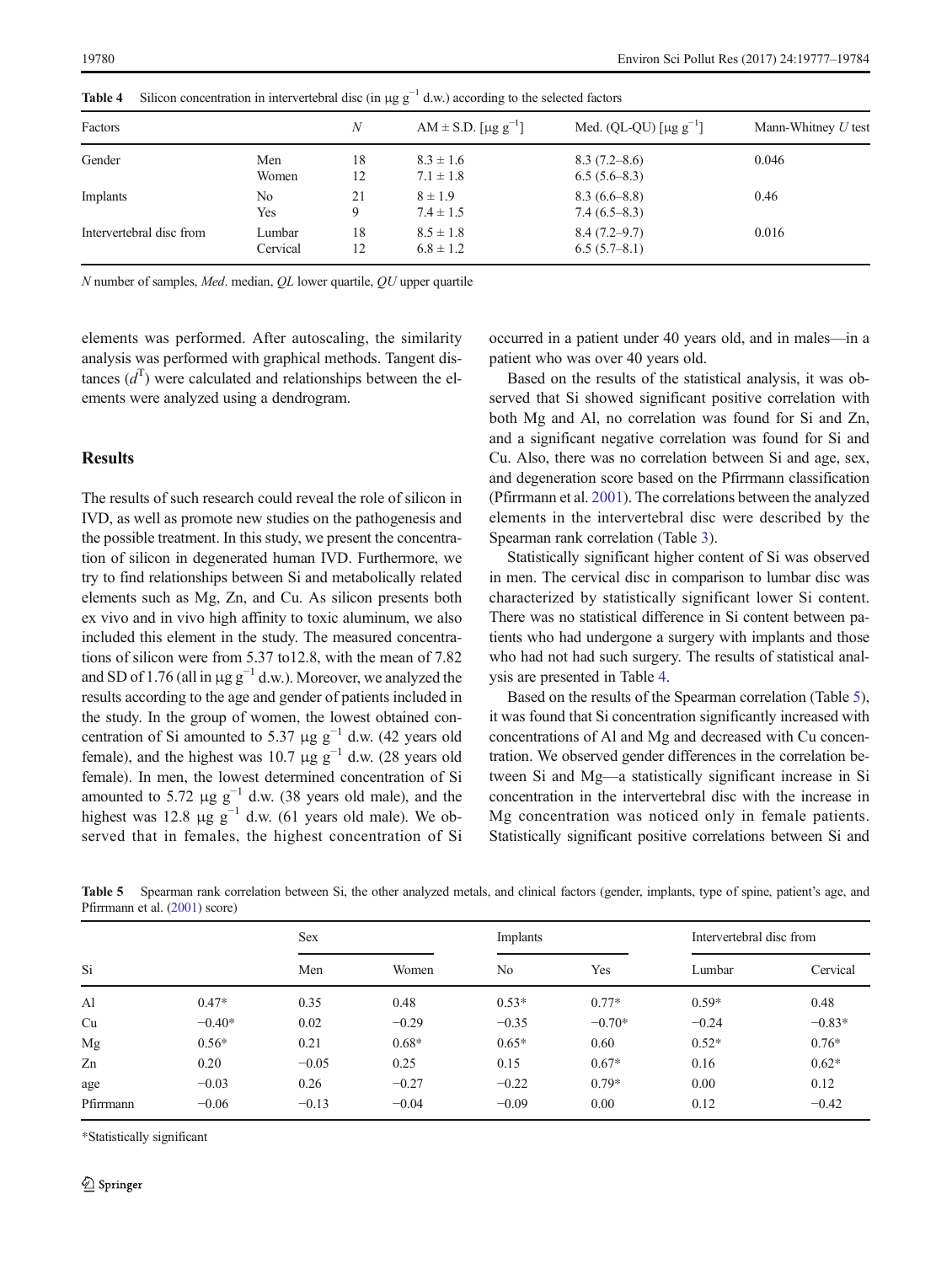**Table 4** Silicon concentration in intervertebral disc (in μg $g^{-1}$ d.w.) according to the selected factors

| Factors | | N | AM ± S.D. [μg $g^{-1}$] | Med. (QL-QU) [μg $g^{-1}$] | Mann-Whitney U test |
|---|---|---|---|---|---|
| Gender | Men | 18 | 8.3 ± 1.6 | 8.3 (7.2–8.6) | 0.046 |
| | Women | 12 | 7.1 ± 1.8 | 6.5 (5.6–8.3) | |
| Implants | No | 21 | 8 ± 1.9 | 8.3 (6.6–8.8) | 0.46 |
| | Yes | 9 | 7.4 ± 1.5 | 7.4 (6.5–8.3) | |
| Intervertebral disc from | Lumbar | 18 | 8.5 ± 1.8 | 8.4 (7.2–9.7) | 0.016 |
| | Cervical | 12 | 6.8 ± 1.2 | 6.5 (5.7–8.1) | |

*N* number of samples, *Med.* median, *QL* lower quartile, *QU* upper quartile

elements was performed. After autoscaling, the similarity analysis was performed with graphical methods. Tangent distances ($d^T$) were calculated and relationships between the elements were analyzed using a dendrogram.

## Results

The results of such research could reveal the role of silicon in IVD, as well as promote new studies on the pathogenesis and the possible treatment. In this study, we present the concentration of silicon in degenerated human IVD. Furthermore, we try to find relationships between Si and metabolically related elements such as Mg, Zn, and Cu. As silicon presents both ex vivo and in vivo high affinity to toxic aluminum, we also included this element in the study. The measured concentrations of silicon were from 5.37 to12.8, with the mean of 7.82 and SD of 1.76 (all in μg $g^{-1}$ d.w.). Moreover, we analyzed the results according to the age and gender of patients included in the study. In the group of women, the lowest obtained concentration of Si amounted to 5.37 μg $g^{-1}$ d.w. (42 years old female), and the highest was 10.7 μg $g^{-1}$ d.w. (28 years old female). In men, the lowest determined concentration of Si amounted to 5.72 μg $g^{-1}$ d.w. (38 years old male), and the highest was 12.8 μg $g^{-1}$ d.w. (61 years old male). We observed that in females, the highest concentration of Si occurred in a patient under 40 years old, and in males—in a patient who was over 40 years old.

Based on the results of the statistical analysis, it was observed that Si showed significant positive correlation with both Mg and Al, no correlation was found for Si and Zn, and a significant negative correlation was found for Si and Cu. Also, there was no correlation between Si and age, sex, and degeneration score based on the Pfirrmann classification (Pfirrmann et al. 2001). The correlations between the analyzed elements in the intervertebral disc were described by the Spearman rank correlation (Table 3).

Statistically significant higher content of Si was observed in men. The cervical disc in comparison to lumbar disc was characterized by statistically significant lower Si content. There was no statistical difference in Si content between patients who had undergone a surgery with implants and those who had not had such surgery. The results of statistical analysis are presented in Table 4.

Based on the results of the Spearman correlation (Table 5), it was found that Si concentration significantly increased with concentrations of Al and Mg and decreased with Cu concentration. We observed gender differences in the correlation between Si and Mg—a statistically significant increase in Si concentration in the intervertebral disc with the increase in Mg concentration was noticed only in female patients. Statistically significant positive correlations between Si and

**Table 5** Spearman rank correlation between Si, the other analyzed metals, and clinical factors (gender, implants, type of spine, patient's age, and Pfirrmann et al. (2001) score)

| Si | | Sex | | Implants | | Intervertebral disc from | |
|---|---|---|---|---|---|---|---|
| | | Men | Women | No | Yes | Lumbar | Cervical |
| Al | 0.47* | 0.35 | 0.48 | 0.53* | 0.77* | 0.59* | 0.48 |
| Cu | −0.40* | 0.02 | −0.29 | −0.35 | −0.70* | −0.24 | −0.83* |
| Mg | 0.56* | 0.21 | 0.68* | 0.65* | 0.60 | 0.52* | 0.76* |
| Zn | 0.20 | −0.05 | 0.25 | 0.15 | 0.67* | 0.16 | 0.62* |
| age | −0.03 | 0.26 | −0.27 | −0.22 | 0.79* | 0.00 | 0.12 |
| Pfirrmann | −0.06 | −0.13 | −0.04 | −0.09 | 0.00 | 0.12 | −0.42 |

*Statistically significant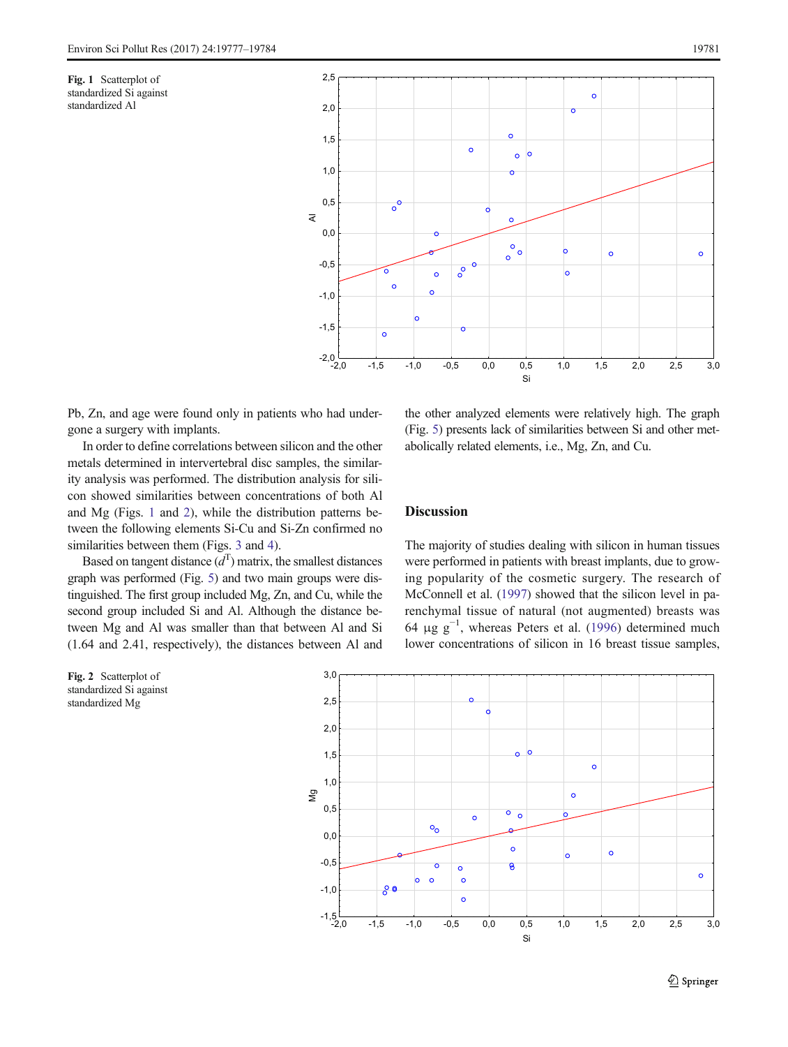Fig. 1 Scatterplot of standardized Si against standardized Al

Pb, Zn, and age were found only in patients who had undergone a surgery with implants.

In order to define correlations between silicon and the other metals determined in intervertebral disc samples, the similarity analysis was performed. The distribution analysis for silicon showed similarities between concentrations of both Al and Mg (Figs. 1 and 2), while the distribution patterns between the following elements Si-Cu and Si-Zn confirmed no similarities between them (Figs. 3 and 4).

Based on tangent distance ($d^T$) matrix, the smallest distances graph was performed (Fig. 5) and two main groups were distinguished. The first group included Mg, Zn, and Cu, while the second group included Si and Al. Although the distance between Mg and Al was smaller than that between Al and Si (1.64 and 2.41, respectively), the distances between Al and the other analyzed elements were relatively high. The graph (Fig. 5) presents lack of similarities between Si and other metabolically related elements, i.e., Mg, Zn, and Cu.

## Discussion

The majority of studies dealing with silicon in human tissues were performed in patients with breast implants, due to growing popularity of the cosmetic surgery. The research of McConnell et al. (1997) showed that the silicon level in parenchymal tissue of natural (not augmented) breasts was 64 μg $g^{-1}$, whereas Peters et al. (1996) determined much lower concentrations of silicon in 16 breast tissue samples,

Fig. 2 Scatterplot of standardized Si against standardized Mg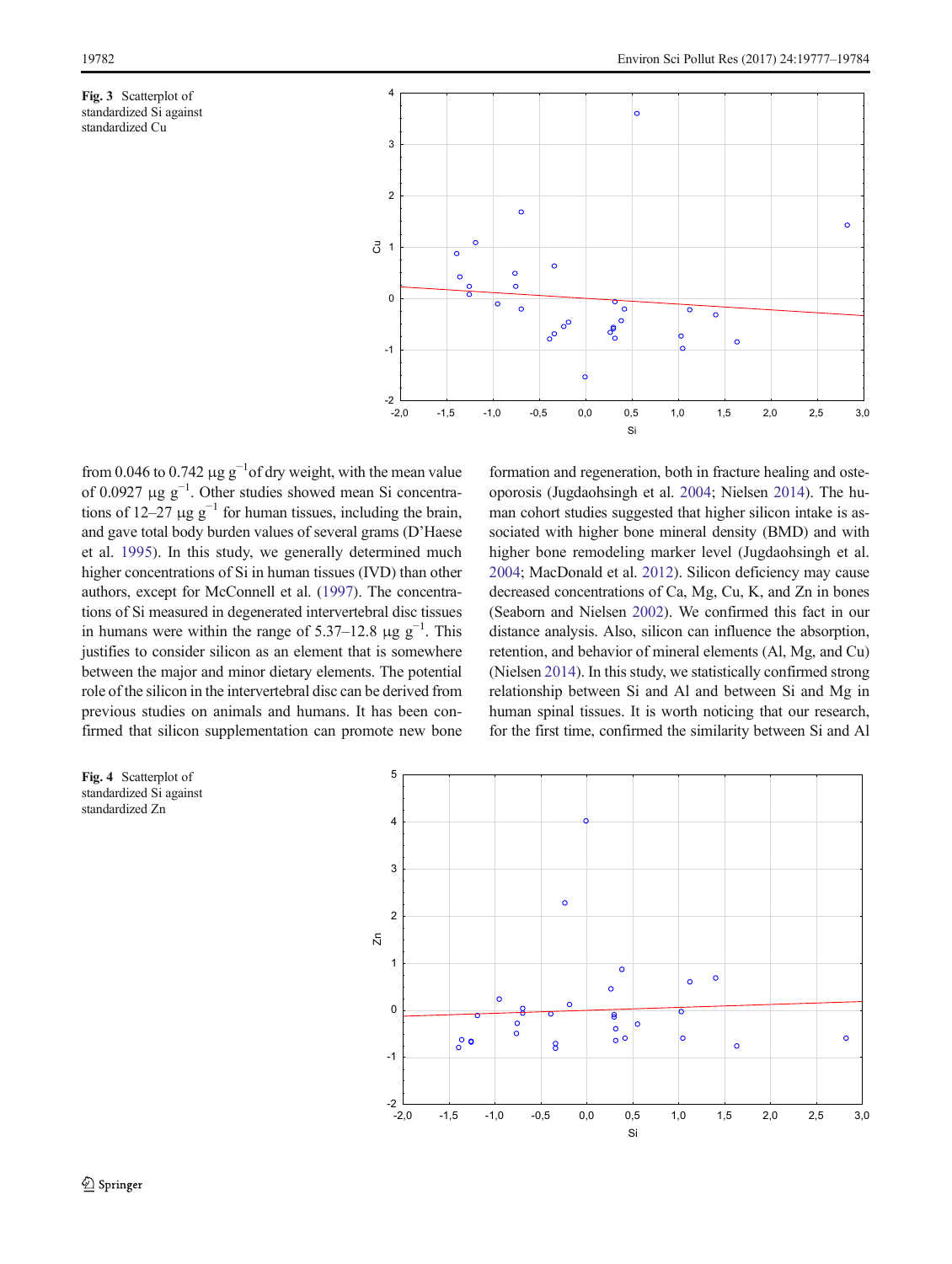Fig. 3 Scatterplot of standardized Si against standardized Cu

from 0.046 to 0.742 μg g$^{-1}$of dry weight, with the mean value of 0.0927 μg g$^{-1}$. Other studies showed mean Si concentrations of 12–27 μg g$^{-1}$ for human tissues, including the brain, and gave total body burden values of several grams (D'Haese et al. 1995). In this study, we generally determined much higher concentrations of Si in human tissues (IVD) than other authors, except for McConnell et al. (1997). The concentrations of Si measured in degenerated intervertebral disc tissues in humans were within the range of 5.37–12.8 μg g$^{-1}$. This justifies to consider silicon as an element that is somewhere between the major and minor dietary elements. The potential role of the silicon in the intervertebral disc can be derived from previous studies on animals and humans. It has been confirmed that silicon supplementation can promote new bone formation and regeneration, both in fracture healing and osteoporosis (Jugdaohsingh et al. 2004; Nielsen 2014). The human cohort studies suggested that higher silicon intake is associated with higher bone mineral density (BMD) and with higher bone remodeling marker level (Jugdaohsingh et al. 2004; MacDonald et al. 2012). Silicon deficiency may cause decreased concentrations of Ca, Mg, Cu, K, and Zn in bones (Seaborn and Nielsen 2002). We confirmed this fact in our distance analysis. Also, silicon can influence the absorption, retention, and behavior of mineral elements (Al, Mg, and Cu) (Nielsen 2014). In this study, we statistically confirmed strong relationship between Si and Al and between Si and Mg in human spinal tissues. It is worth noticing that our research, for the first time, confirmed the similarity between Si and Al

Fig. 4 Scatterplot of standardized Si against standardized Zn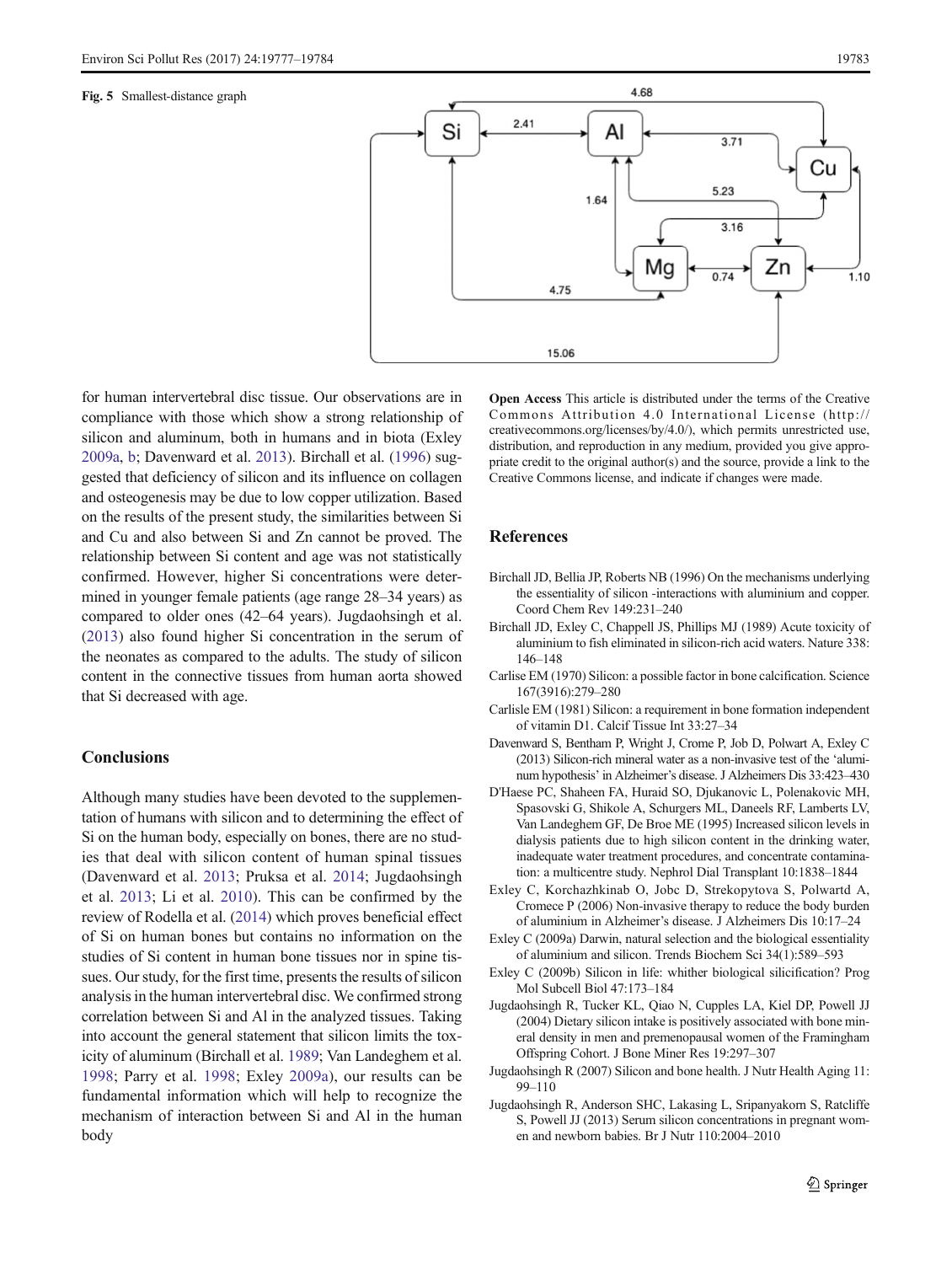Fig. 5 Smallest-distance graph

for human intervertebral disc tissue. Our observations are in compliance with those which show a strong relationship of silicon and aluminum, both in humans and in biota (Exley 2009a, b; Davenward et al. 2013). Birchall et al. (1996) suggested that deficiency of silicon and its influence on collagen and osteogenesis may be due to low copper utilization. Based on the results of the present study, the similarities between Si and Cu and also between Si and Zn cannot be proved. The relationship between Si content and age was not statistically confirmed. However, higher Si concentrations were determined in younger female patients (age range 28–34 years) as compared to older ones (42–64 years). Jugdaohsingh et al. (2013) also found higher Si concentration in the serum of the neonates as compared to the adults. The study of silicon content in the connective tissues from human aorta showed that Si decreased with age.

## Conclusions

Although many studies have been devoted to the supplementation of humans with silicon and to determining the effect of Si on the human body, especially on bones, there are no studies that deal with silicon content of human spinal tissues (Davenward et al. 2013; Pruksa et al. 2014; Jugdaohsingh et al. 2013; Li et al. 2010). This can be confirmed by the review of Rodella et al. (2014) which proves beneficial effect of Si on human bones but contains no information on the studies of Si content in human bone tissues nor in spine tissues. Our study, for the first time, presents the results of silicon analysis in the human intervertebral disc. We confirmed strong correlation between Si and Al in the analyzed tissues. Taking into account the general statement that silicon limits the toxicity of aluminum (Birchall et al. 1989; Van Landeghem et al. 1998; Parry et al. 1998; Exley 2009a), our results can be fundamental information which will help to recognize the mechanism of interaction between Si and Al in the human body

**Open Access** This article is distributed under the terms of the Creative Commons Attribution 4.0 International License (http://creativecommons.org/licenses/by/4.0/), which permits unrestricted use, distribution, and reproduction in any medium, provided you give appropriate credit to the original author(s) and the source, provide a link to the Creative Commons license, and indicate if changes were made.

## References

Birchall JD, Bellia JP, Roberts NB (1996) On the mechanisms underlying the essentiality of silicon -interactions with aluminium and copper. Coord Chem Rev 149:231–240

Birchall JD, Exley C, Chappell JS, Phillips MJ (1989) Acute toxicity of aluminium to fish eliminated in silicon-rich acid waters. Nature 338: 146–148

Carlise EM (1970) Silicon: a possible factor in bone calcification. Science 167(3916):279–280

Carlisle EM (1981) Silicon: a requirement in bone formation independent of vitamin D1. Calcif Tissue Int 33:27–34

Davenward S, Bentham P, Wright J, Crome P, Job D, Polwart A, Exley C (2013) Silicon-rich mineral water as a non-invasive test of the 'aluminum hypothesis' in Alzheimer's disease. J Alzheimers Dis 33:423–430

D'Haese PC, Shaheen FA, Huraid SO, Djukanovic L, Polenakovic MH, Spasovski G, Shikole A, Schurgers ML, Daneels RF, Lamberts LV, Van Landeghem GF, De Broe ME (1995) Increased silicon levels in dialysis patients due to high silicon content in the drinking water, inadequate water treatment procedures, and concentrate contamination: a multicentre study. Nephrol Dial Transplant 10:1838–1844

Exley C, Korchazhkinab O, Jobc D, Strekopytova S, Polwartd A, Cromece P (2006) Non-invasive therapy to reduce the body burden of aluminium in Alzheimer's disease. J Alzheimers Dis 10:17–24

Exley C (2009a) Darwin, natural selection and the biological essentiality of aluminium and silicon. Trends Biochem Sci 34(1):589–593

Exley C (2009b) Silicon in life: whither biological silicification? Prog Mol Subcell Biol 47:173–184

Jugdaohsingh R, Tucker KL, Qiao N, Cupples LA, Kiel DP, Powell JJ (2004) Dietary silicon intake is positively associated with bone mineral density in men and premenopausal women of the Framingham Offspring Cohort. J Bone Miner Res 19:297–307

Jugdaohsingh R (2007) Silicon and bone health. J Nutr Health Aging 11: 99–110

Jugdaohsingh R, Anderson SHC, Lakasing L, Sripanyakorn S, Ratcliffe S, Powell JJ (2013) Serum silicon concentrations in pregnant women and newborn babies. Br J Nutr 110:2004–2010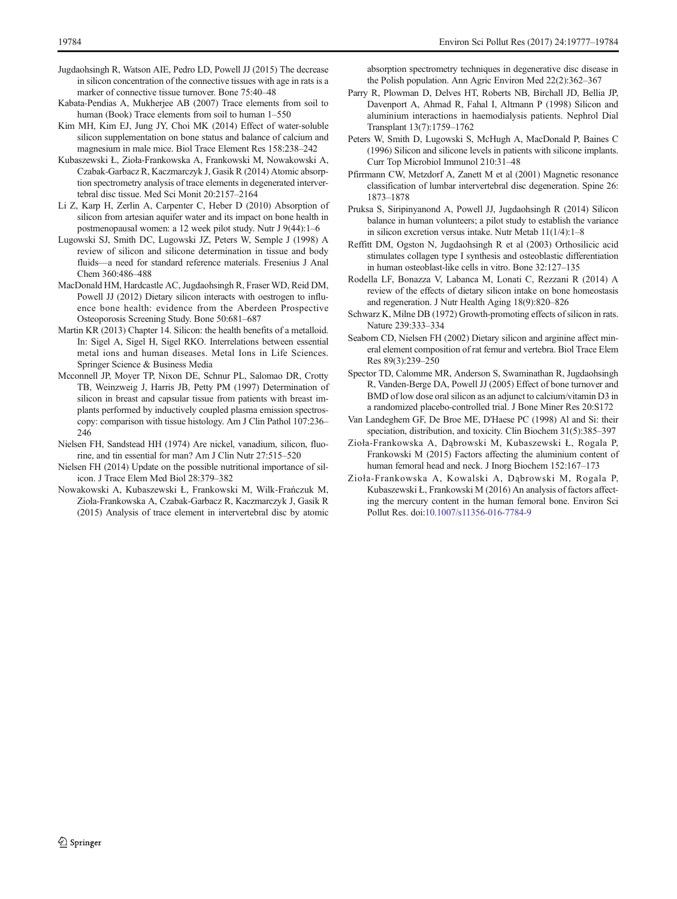Jugdaohsingh R, Watson AIE, Pedro LD, Powell JJ (2015) The decrease in silicon concentration of the connective tissues with age in rats is a marker of connective tissue turnover. Bone 75:40–48

Kabata-Pendias A, Mukherjee AB (2007) Trace elements from soil to human (Book) Trace elements from soil to human 1–550

Kim MH, Kim EJ, Jung JY, Choi MK (2014) Effect of water-soluble silicon supplementation on bone status and balance of calcium and magnesium in male mice. Biol Trace Element Res 158:238–242

Kubaszewski Ł, Zioła-Frankowska A, Frankowski M, Nowakowski A, Czabak-Garbacz R, Kaczmarczyk J, Gasik R (2014) Atomic absorption spectrometry analysis of trace elements in degenerated intervertebral disc tissue. Med Sci Monit 20:2157–2164

Li Z, Karp H, Zerlin A, Carpenter C, Heber D (2010) Absorption of silicon from artesian aquifer water and its impact on bone health in postmenopausal women: a 12 week pilot study. Nutr J 9(44):1–6

Lugowski SJ, Smith DC, Lugowski JZ, Peters W, Semple J (1998) A review of silicon and silicone determination in tissue and body fluids—a need for standard reference materials. Fresenius J Anal Chem 360:486–488

MacDonald HM, Hardcastle AC, Jugdaohsingh R, Fraser WD, Reid DM, Powell JJ (2012) Dietary silicon interacts with oestrogen to influence bone health: evidence from the Aberdeen Prospective Osteoporosis Screening Study. Bone 50:681–687

Martin KR (2013) Chapter 14. Silicon: the health benefits of a metalloid. In: Sigel A, Sigel H, Sigel RKO. Interrelations between essential metal ions and human diseases. Metal Ions in Life Sciences. Springer Science & Business Media

Mcconnell JP, Moyer TP, Nixon DE, Schnur PL, Salomao DR, Crotty TB, Weinzweig J, Harris JB, Petty PM (1997) Determination of silicon in breast and capsular tissue from patients with breast implants performed by inductively coupled plasma emission spectroscopy: comparison with tissue histology. Am J Clin Pathol 107:236–246

Nielsen FH, Sandstead HH (1974) Are nickel, vanadium, silicon, fluorine, and tin essential for man? Am J Clin Nutr 27:515–520

Nielsen FH (2014) Update on the possible nutritional importance of silicon. J Trace Elem Med Biol 28:379–382

Nowakowski A, Kubaszewski Ł, Frankowski M, Wilk-Frańczuk M, Zioła-Frankowska A, Czabak-Garbacz R, Kaczmarczyk J, Gasik R (2015) Analysis of trace element in intervertebral disc by atomic absorption spectrometry techniques in degenerative disc disease in the Polish population. Ann Agric Environ Med 22(2):362–367

Parry R, Plowman D, Delves HT, Roberts NB, Birchall JD, Bellia JP, Davenport A, Ahmad R, Fahal I, Altmann P (1998) Silicon and aluminium interactions in haemodialysis patients. Nephrol Dial Transplant 13(7):1759–1762

Peters W, Smith D, Lugowski S, McHugh A, MacDonald P, Baines C (1996) Silicon and silicone levels in patients with silicone implants. Curr Top Microbiol Immunol 210:31–48

Pfirrmann CW, Metzdorf A, Zanett M et al (2001) Magnetic resonance classification of lumbar intervertebral disc degeneration. Spine 26: 1873–1878

Pruksa S, Siripinyanond A, Powell JJ, Jugdaohsingh R (2014) Silicon balance in human volunteers; a pilot study to establish the variance in silicon excretion versus intake. Nutr Metab 11(1/4):1–8

Reffitt DM, Ogston N, Jugdaohsingh R et al (2003) Orthosilicic acid stimulates collagen type I synthesis and osteoblastic differentiation in human osteoblast-like cells in vitro. Bone 32:127–135

Rodella LF, Bonazza V, Labanca M, Lonati C, Rezzani R (2014) A review of the effects of dietary silicon intake on bone homeostasis and regeneration. J Nutr Health Aging 18(9):820–826

Schwarz K, Milne DB (1972) Growth-promoting effects of silicon in rats. Nature 239:333–334

Seaborn CD, Nielsen FH (2002) Dietary silicon and arginine affect mineral element composition of rat femur and vertebra. Biol Trace Elem Res 89(3):239–250

Spector TD, Calomme MR, Anderson S, Swaminathan R, Jugdaohsingh R, Vanden-Berge DA, Powell JJ (2005) Effect of bone turnover and BMD of low dose oral silicon as an adjunct to calcium/vitamin D3 in a randomized placebo-controlled trial. J Bone Miner Res 20:S172

Van Landeghem GF, De Broe ME, D'Haese PC (1998) Al and Si: their speciation, distribution, and toxicity. Clin Biochem 31(5):385–397

Zioła-Frankowska A, Dąbrowski M, Kubaszewski Ł, Rogala P, Frankowski M (2015) Factors affecting the aluminium content of human femoral head and neck. J Inorg Biochem 152:167–173

Zioła-Frankowska A, Kowalski A, Dąbrowski M, Rogala P, Kubaszewski Ł, Frankowski M (2016) An analysis of factors affecting the mercury content in the human femoral bone. Environ Sci Pollut Res. doi:10.1007/s11356-016-7784-9